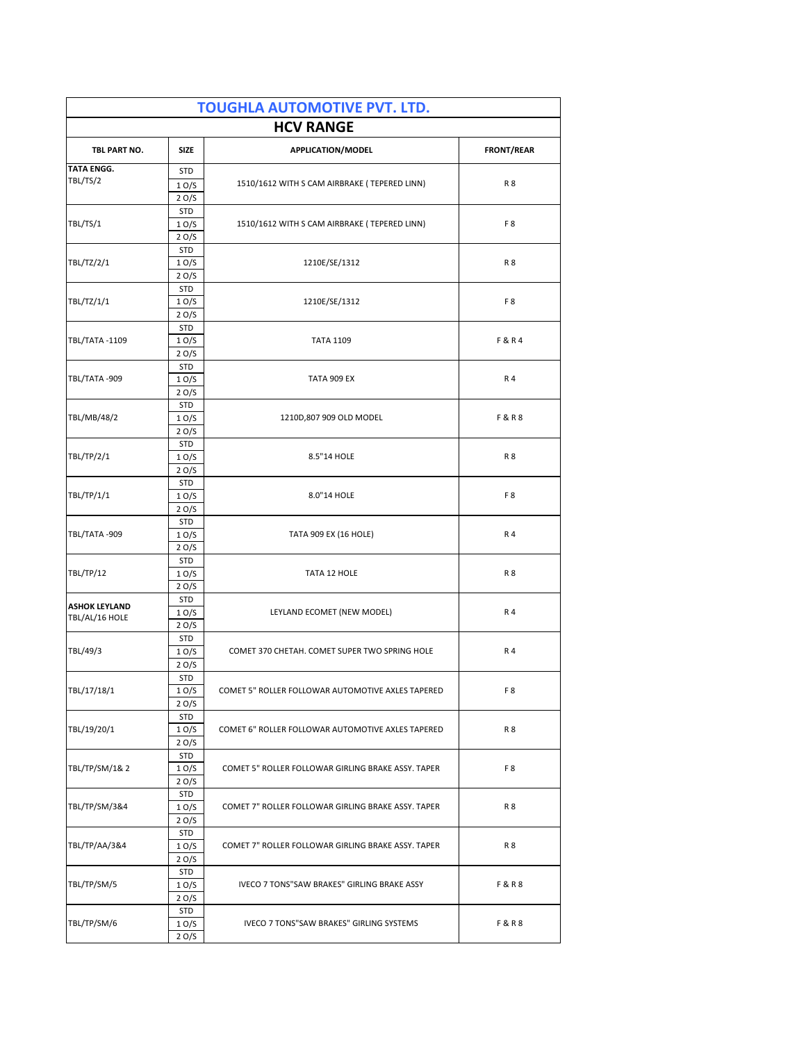# TOUGHLA AUTOMOTIVE PVT. LTD.

## HCV RANGE

| TBL PART NO. | SIZE | APPLICATION/MODEL | FRONT/REAR |
|---|---|---|---|
| **TATA ENGG.** TBL/TS/2 | STD<br>1 O/S<br>2 O/S | 1510/1612 WITH S CAM AIRBRAKE ( TEPERED LINN) | R 8 |
| TBL/TS/1 | STD<br>1 O/S<br>2 O/S | 1510/1612 WITH S CAM AIRBRAKE ( TEPERED LINN) | F 8 |
| TBL/TZ/2/1 | STD<br>1 O/S<br>2 O/S | 1210E/SE/1312 | R 8 |
| TBL/TZ/1/1 | STD<br>1 O/S<br>2 O/S | 1210E/SE/1312 | F 8 |
| TBL/TATA -1109 | STD<br>1 O/S<br>2 O/S | TATA 1109 | F & R 4 |
| TBL/TATA -909 | STD<br>1 O/S<br>2 O/S | TATA 909 EX | R 4 |
| TBL/MB/48/2 | STD<br>1 O/S<br>2 O/S | 1210D,807 909 OLD MODEL | F & R 8 |
| TBL/TP/2/1 | STD<br>1 O/S<br>2 O/S | 8.5"14 HOLE | R 8 |
| TBL/TP/1/1 | STD<br>1 O/S<br>2 O/S | 8.0"14 HOLE | F 8 |
| TBL/TATA -909 | STD<br>1 O/S<br>2 O/S | TATA 909 EX (16 HOLE) | R 4 |
| TBL/TP/12 | STD<br>1 O/S<br>2 O/S | TATA 12 HOLE | R 8 |
| **ASHOK LEYLAND** TBL/AL/16 HOLE | STD<br>1 O/S<br>2 O/S | LEYLAND ECOMET (NEW MODEL) | R 4 |
| TBL/49/3 | STD<br>1 O/S<br>2 O/S | COMET 370 CHETAH. COMET SUPER TWO SPRING HOLE | R 4 |
| TBL/17/18/1 | STD<br>1 O/S<br>2 O/S | COMET 5" ROLLER FOLLOWAR AUTOMOTIVE AXLES TAPERED | F 8 |
| TBL/19/20/1 | STD<br>1 O/S<br>2 O/S | COMET 6" ROLLER FOLLOWAR AUTOMOTIVE AXLES TAPERED | R 8 |
| TBL/TP/SM/1& 2 | STD<br>1 O/S<br>2 O/S | COMET 5" ROLLER FOLLOWAR GIRLING BRAKE ASSY. TAPER | F 8 |
| TBL/TP/SM/3&4 | STD<br>1 O/S<br>2 O/S | COMET 7" ROLLER FOLLOWAR GIRLING BRAKE ASSY. TAPER | R 8 |
| TBL/TP/AA/3&4 | STD<br>1 O/S<br>2 O/S | COMET 7" ROLLER FOLLOWAR GIRLING BRAKE ASSY. TAPER | R 8 |
| TBL/TP/SM/5 | STD<br>1 O/S<br>2 O/S | IVECO 7 TONS"SAW BRAKES" GIRLING BRAKE ASSY | F & R 8 |
| TBL/TP/SM/6 | STD<br>1 O/S<br>2 O/S | IVECO 7 TONS"SAW BRAKES" GIRLING SYSTEMS | F & R 8 |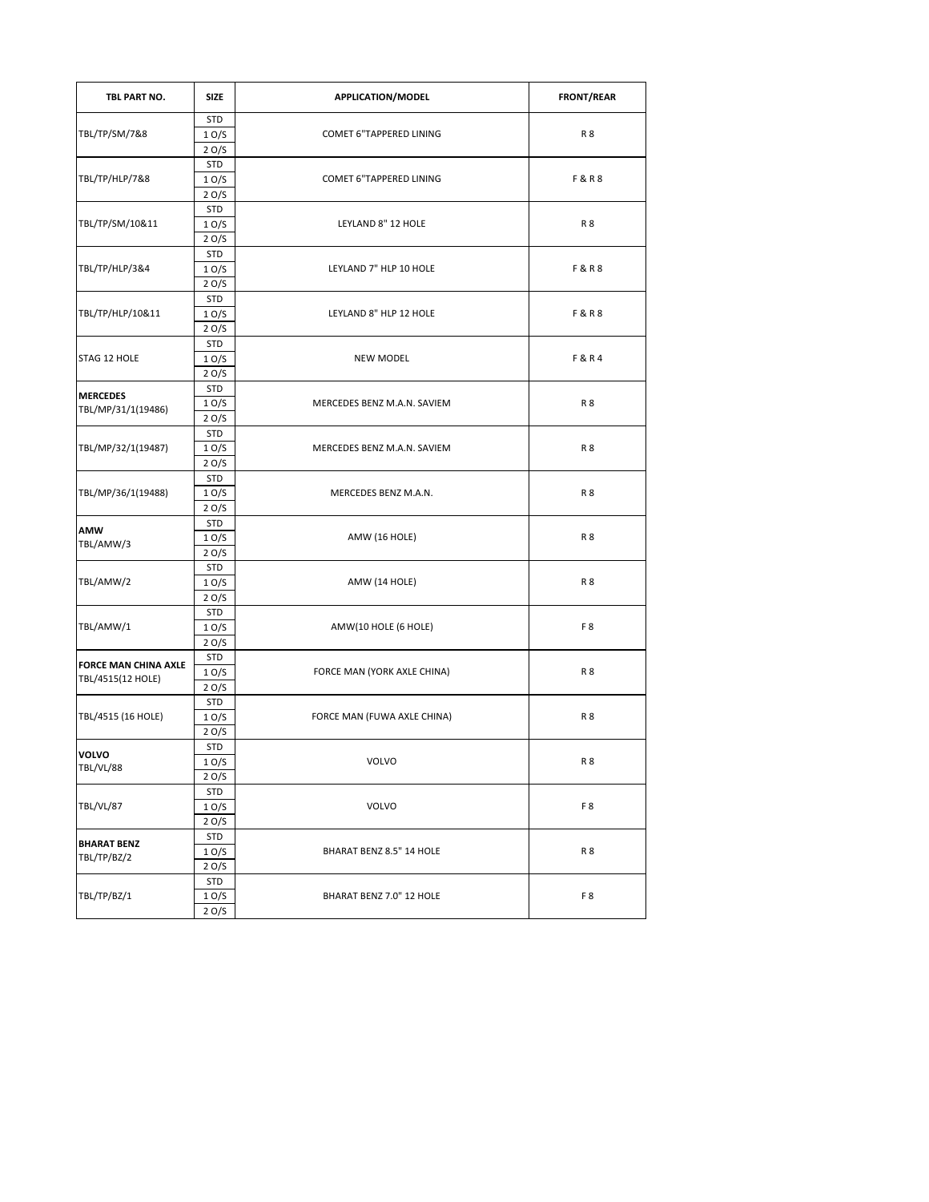| TBL PART NO. | SIZE | APPLICATION/MODEL | FRONT/REAR |
|---|---|---|---|
| TBL/TP/SM/7&8 | STD<br>1 O/S<br>2 O/S | COMET 6"TAPPERED LINING | R 8 |
| TBL/TP/HLP/7&8 | STD<br>1 O/S<br>2 O/S | COMET 6"TAPPERED LINING | F & R 8 |
| TBL/TP/SM/10&11 | STD<br>1 O/S<br>2 O/S | LEYLAND 8" 12 HOLE | R 8 |
| TBL/TP/HLP/3&4 | STD<br>1 O/S<br>2 O/S | LEYLAND 7" HLP 10 HOLE | F & R 8 |
| TBL/TP/HLP/10&11 | STD<br>1 O/S<br>2 O/S | LEYLAND 8" HLP 12 HOLE | F & R 8 |
| STAG 12 HOLE | STD<br>1 O/S<br>2 O/S | NEW MODEL | F & R 4 |
| **MERCEDES**<br>TBL/MP/31/1(19486) | STD<br>1 O/S<br>2 O/S | MERCEDES BENZ M.A.N. SAVIEM | R 8 |
| TBL/MP/32/1(19487) | STD<br>1 O/S<br>2 O/S | MERCEDES BENZ M.A.N. SAVIEM | R 8 |
| TBL/MP/36/1(19488) | STD<br>1 O/S<br>2 O/S | MERCEDES BENZ M.A.N. | R 8 |
| **AMW**<br>TBL/AMW/3 | STD<br>1 O/S<br>2 O/S | AMW (16 HOLE) | R 8 |
| TBL/AMW/2 | STD<br>1 O/S<br>2 O/S | AMW (14 HOLE) | R 8 |
| TBL/AMW/1 | STD<br>1 O/S<br>2 O/S | AMW(10 HOLE (6 HOLE) | F 8 |
| **FORCE MAN CHINA AXLE**<br>TBL/4515(12 HOLE) | STD<br>1 O/S<br>2 O/S | FORCE MAN (YORK AXLE CHINA) | R 8 |
| TBL/4515 (16 HOLE) | STD<br>1 O/S<br>2 O/S | FORCE MAN (FUWA AXLE CHINA) | R 8 |
| **VOLVO**<br>TBL/VL/88 | STD<br>1 O/S<br>2 O/S | VOLVO | R 8 |
| TBL/VL/87 | STD<br>1 O/S<br>2 O/S | VOLVO | F 8 |
| **BHARAT BENZ**<br>TBL/TP/BZ/2 | STD<br>1 O/S<br>2 O/S | BHARAT BENZ 8.5" 14 HOLE | R 8 |
| TBL/TP/BZ/1 | STD<br>1 O/S<br>2 O/S | BHARAT BENZ 7.0" 12 HOLE | F 8 |